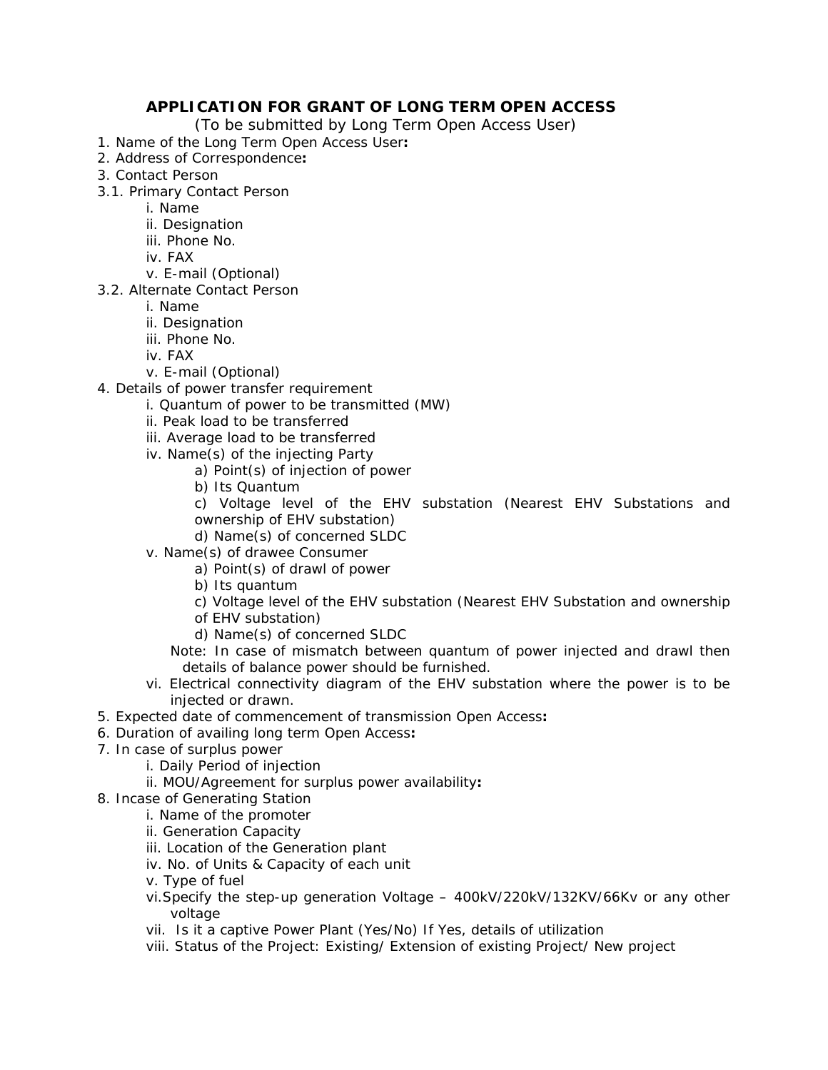# APPLICATION FOR GRANT OF LONG TERM OPEN ACCESS

(To be submitted by Long Term Open Access User)

1. Name of the Long Term Open Access User**:**
2. Address of Correspondence**:**
3. Contact Person

3.1. Primary Contact Person
   - i. Name
   - ii. Designation
   - iii. Phone No.
   - iv. FAX
   - v. E-mail (Optional)

3.2. Alternate Contact Person
   - i. Name
   - ii. Designation
   - iii. Phone No.
   - iv. FAX
   - v. E-mail (Optional)

4. Details of power transfer requirement
   - i. Quantum of power to be transmitted (MW)
   - ii. Peak load to be transferred
   - iii. Average load to be transferred
   - iv. Name(s) of the injecting Party
     - a) Point(s) of injection of power
     - b) Its Quantum
     - c) Voltage level of the EHV substation (Nearest EHV Substations and ownership of EHV substation)
     - d) Name(s) of concerned SLDC
   - v. Name(s) of drawee Consumer
     - a) Point(s) of drawl of power
     - b) Its quantum
     - c) Voltage level of the EHV substation (Nearest EHV Substation and ownership of EHV substation)
     - d) Name(s) of concerned SLDC

     Note: In case of mismatch between quantum of power injected and drawl then details of balance power should be furnished.
   - vi. Electrical connectivity diagram of the EHV substation where the power is to be injected or drawn.

5. Expected date of commencement of transmission Open Access**:**
6. Duration of availing long term Open Access**:**
7. In case of surplus power
   - i. Daily Period of injection
   - ii. MOU/Agreement for surplus power availability**:**
8. Incase of Generating Station
   - i. Name of the promoter
   - ii. Generation Capacity
   - iii. Location of the Generation plant
   - iv. No. of Units & Capacity of each unit
   - v. Type of fuel
   - vi. Specify the step-up generation Voltage – 400kV/220kV/132KV/66Kv or any other voltage
   - vii. Is it a captive Power Plant (Yes/No) If Yes, details of utilization
   - viii. Status of the Project: Existing/ Extension of existing Project/ New project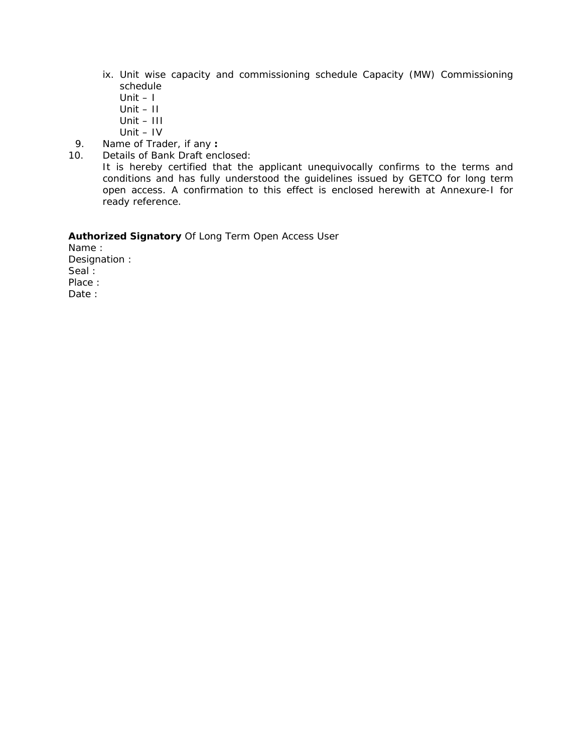ix. Unit wise capacity and commissioning schedule Capacity (MW) Commissioning schedule

  Unit – I

  Unit – II

  Unit – III

  Unit – IV

9. Name of Trader, if any **:**

10. Details of Bank Draft enclosed:

    It is hereby certified that the applicant unequivocally confirms to the terms and conditions and has fully understood the guidelines issued by GETCO for long term open access. A confirmation to this effect is enclosed herewith at Annexure-I for ready reference.

**Authorized Signatory** Of Long Term Open Access User

Name :

Designation :

Seal :

Place :

Date :